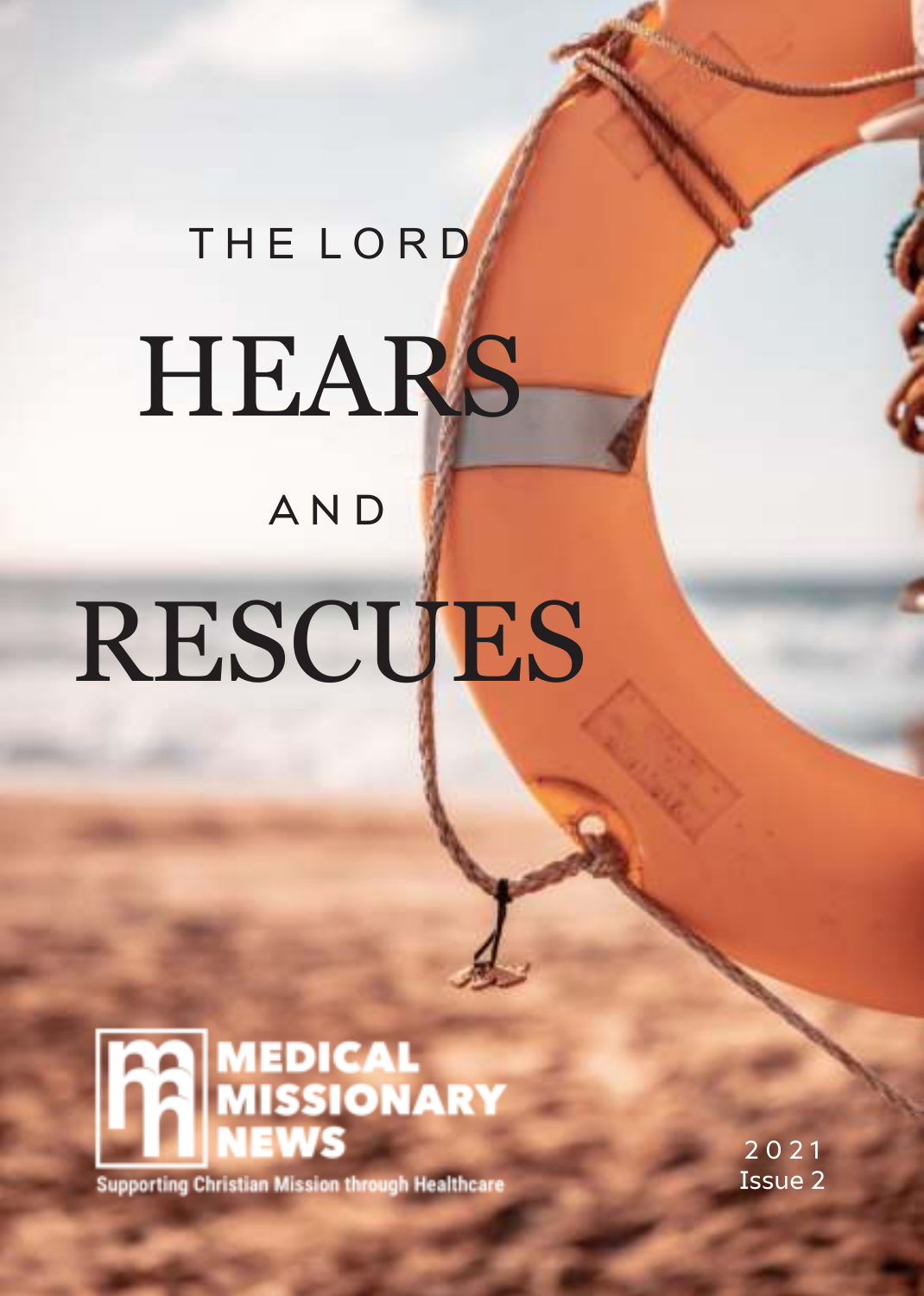# THE LORD HEARS AND RESCUES

**MEDICAL MISSIONARY NEWS**

Supporting Christian Mission through Healthcare

2021
Issue 2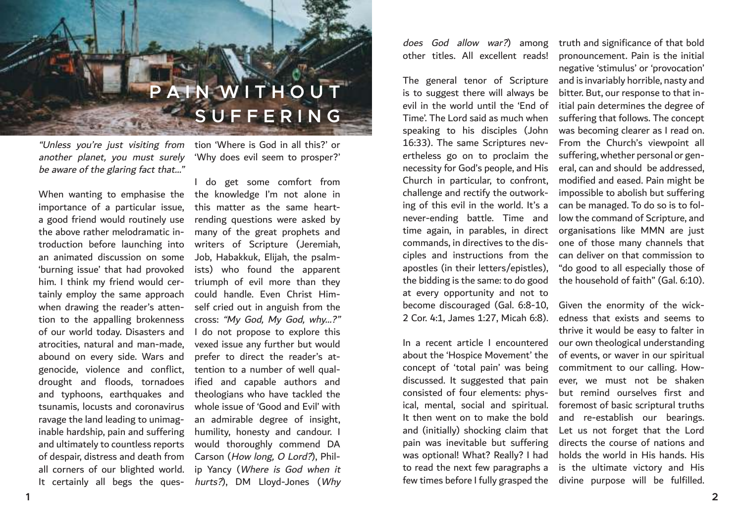# PAIN WITHOUT SUFFERING

*"Unless you're just visiting from another planet, you must surely be aware of the glaring fact that..."*

When wanting to emphasise the importance of a particular issue, a good friend would routinely use the above rather melodramatic introduction before launching into an animated discussion on some 'burning issue' that had provoked him. I think my friend would certainly employ the same approach when drawing the reader's attention to the appalling brokenness of our world today. Disasters and atrocities, natural and man-made, abound on every side. Wars and genocide, violence and conflict, drought and floods, tornadoes and typhoons, earthquakes and tsunamis, locusts and coronavirus ravage the land leading to unimaginable hardship, pain and suffering and ultimately to countless reports of despair, distress and death from all corners of our blighted world. It certainly all begs the question 'Where is God in all this?' or 'Why does evil seem to prosper?'

I do get some comfort from the knowledge I'm not alone in this matter as the same heart-rending questions were asked by many of the great prophets and writers of Scripture (Jeremiah, Job, Habakkuk, Elijah, the psalmists) who found the apparent triumph of evil more than they could handle. Even Christ Himself cried out in anguish from the cross: *"My God, My God, why...?"* I do not propose to explore this vexed issue any further but would prefer to direct the reader's attention to a number of well qualified and capable authors and theologians who have tackled the whole issue of 'Good and Evil' with an admirable degree of insight, humility, honesty and candour. I would thoroughly commend DA Carson (*How long, O Lord?*), Philip Yancy (*Where is God when it hurts?*), DM Lloyd-Jones (*Why does God allow war?*) among other titles. All excellent reads!

The general tenor of Scripture is to suggest there will always be evil in the world until the 'End of Time'. The Lord said as much when speaking to his disciples (John 16:33). The same Scriptures nevertheless go on to proclaim the necessity for God's people, and His Church in particular, to confront, challenge and rectify the outworking of this evil in the world. It's a never-ending battle. Time and time again, in parables, in direct commands, in directives to the disciples and instructions from the apostles (in their letters/epistles), the bidding is the same: to do good at every opportunity and not to become discouraged (Gal. 6:8-10, 2 Cor. 4:1, James 1:27, Micah 6:8).

In a recent article I encountered about the 'Hospice Movement' the concept of 'total pain' was being discussed. It suggested that pain consisted of four elements: physical, mental, social and spiritual. It then went on to make the bold and (initially) shocking claim that pain was inevitable but suffering was optional! What? Really? I had to read the next few paragraphs a few times before I fully grasped the truth and significance of that bold pronouncement. Pain is the initial negative 'stimulus' or 'provocation' and is invariably horrible, nasty and bitter. But, our response to that initial pain determines the degree of suffering that follows. The concept was becoming clearer as I read on. From the Church's viewpoint all suffering, whether personal or general, can and should be addressed, modified and eased. Pain might be impossible to abolish but suffering can be managed. To do so is to follow the command of Scripture, and organisations like MMN are just one of those many channels that can deliver on that commission to "do good to all especially those of the household of faith" (Gal. 6:10).

Given the enormity of the wickedness that exists and seems to thrive it would be easy to falter in our own theological understanding of events, or waver in our spiritual commitment to our calling. However, we must not be shaken but remind ourselves first and foremost of basic scriptural truths and re-establish our bearings. Let us not forget that the Lord directs the course of nations and holds the world in His hands. His is the ultimate victory and His divine purpose will be fulfilled.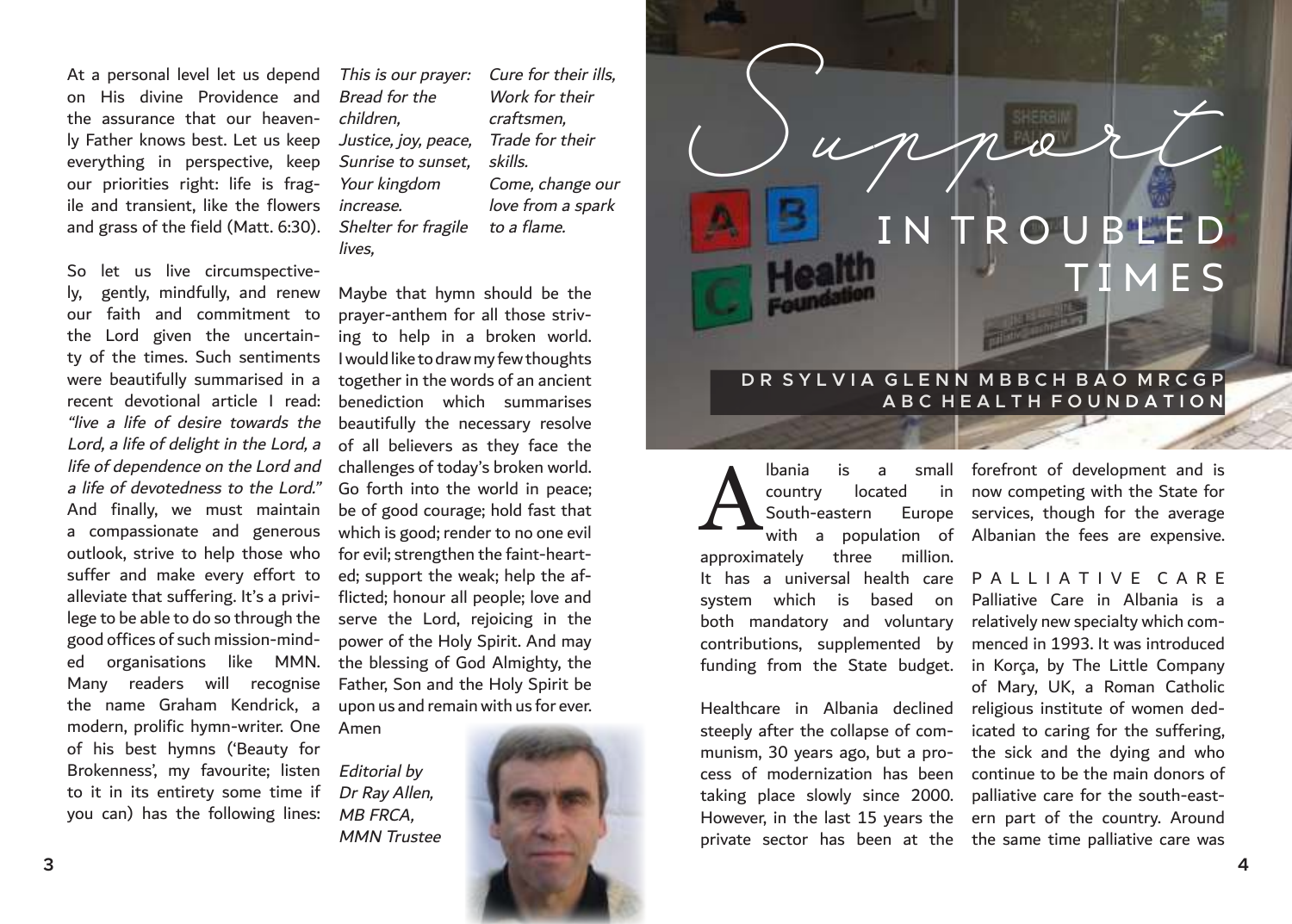At a personal level let us depend on His divine Providence and the assurance that our heavenly Father knows best. Let us keep everything in perspective, keep our priorities right: life is fragile and transient, like the flowers and grass of the field (Matt. 6:30).

So let us live circumspectively, gently, mindfully, and renew our faith and commitment to the Lord given the uncertainty of the times. Such sentiments were beautifully summarised in a recent devotional article I read: *"live a life of desire towards the Lord, a life of delight in the Lord, a life of dependence on the Lord and a life of devotedness to the Lord."* And finally, we must maintain a compassionate and generous outlook, strive to help those who suffer and make every effort to alleviate that suffering. It's a privilege to be able to do so through the good offices of such mission-minded organisations like MMN. Many readers will recognise the name Graham Kendrick, a modern, prolific hymn-writer. One of his best hymns ('Beauty for Brokenness', my favourite; listen to it in its entirety some time if you can) has the following lines:

*This is our prayer:*
*Bread for the children,*
*Justice, joy, peace,*
*Sunrise to sunset,*
*Your kingdom increase.*
*Shelter for fragile lives,*
*Cure for their ills,*
*Work for their craftsmen,*
*Trade for their skills.*
*Come, change our love from a spark to a flame.*

Maybe that hymn should be the prayer-anthem for all those striving to help in a broken world. I would like to draw my few thoughts together in the words of an ancient benediction which summarises beautifully the necessary resolve of all believers as they face the challenges of today's broken world. Go forth into the world in peace; be of good courage; hold fast that which is good; render to no one evil for evil; strengthen the faint-hearted; support the weak; help the afflicted; honour all people; love and serve the Lord, rejoicing in the power of the Holy Spirit. And may the blessing of God Almighty, the Father, Son and the Holy Spirit be upon us and remain with us for ever. Amen

*Editorial by Dr Ray Allen, MB FRCA, MMN Trustee*

# Support IN TROUBLED TIMES

**DR SYLVIA GLENN MBBCH BAO MRCGP**
**ABC HEALTH FOUNDATION**

Albania is a small country located in South-eastern Europe with a population of approximately three million. It has a universal health care system which is based on both mandatory and voluntary contributions, supplemented by funding from the State budget.

Healthcare in Albania declined steeply after the collapse of communism, 30 years ago, but a process of modernization has been taking place slowly since 2000. However, in the last 15 years the private sector has been at the forefront of development and is now competing with the State for services, though for the average Albanian the fees are expensive.

## PALLIATIVE CARE

Palliative Care in Albania is a relatively new specialty which commenced in 1993. It was introduced in Korça, by The Little Company of Mary, UK, a Roman Catholic religious institute of women dedicated to caring for the suffering, the sick and the dying and who continue to be the main donors of palliative care for the south-eastern part of the country. Around the same time palliative care was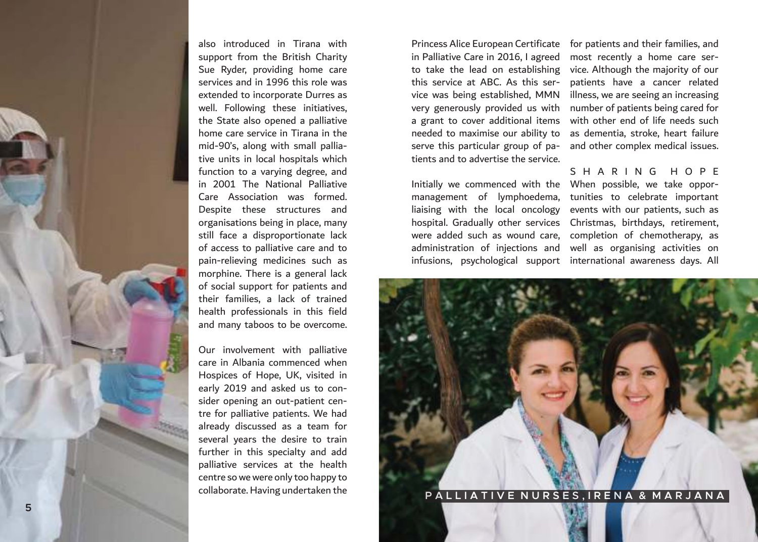also introduced in Tirana with support from the British Charity Sue Ryder, providing home care services and in 1996 this role was extended to incorporate Durres as well. Following these initiatives, the State also opened a palliative home care service in Tirana in the mid-90's, along with small palliative units in local hospitals which function to a varying degree, and in 2001 The National Palliative Care Association was formed. Despite these structures and organisations being in place, many still face a disproportionate lack of access to palliative care and to pain-relieving medicines such as morphine. There is a general lack of social support for patients and their families, a lack of trained health professionals in this field and many taboos to be overcome.

Our involvement with palliative care in Albania commenced when Hospices of Hope, UK, visited in early 2019 and asked us to consider opening an out-patient centre for palliative patients. We had already discussed as a team for several years the desire to train further in this specialty and add palliative services at the health centre so we were only too happy to collaborate. Having undertaken the Princess Alice European Certificate in Palliative Care in 2016, I agreed to take the lead on establishing this service at ABC. As this service was being established, MMN very generously provided us with a grant to cover additional items needed to maximise our ability to serve this particular group of patients and to advertise the service.

Initially we commenced with the management of lymphoedema, liaising with the local oncology hospital. Gradually other services were added such as wound care, administration of injections and infusions, psychological support for patients and their families, and most recently a home care service. Although the majority of our patients have a cancer related illness, we are seeing an increasing number of patients being cared for with other end of life needs such as dementia, stroke, heart failure and other complex medical issues.

## SHARING HOPE

When possible, we take opportunities to celebrate important events with our patients, such as Christmas, birthdays, retirement, completion of chemotherapy, as well as organising activities on international awareness days. All

PALLIATIVE NURSES, IRENA & MARJANA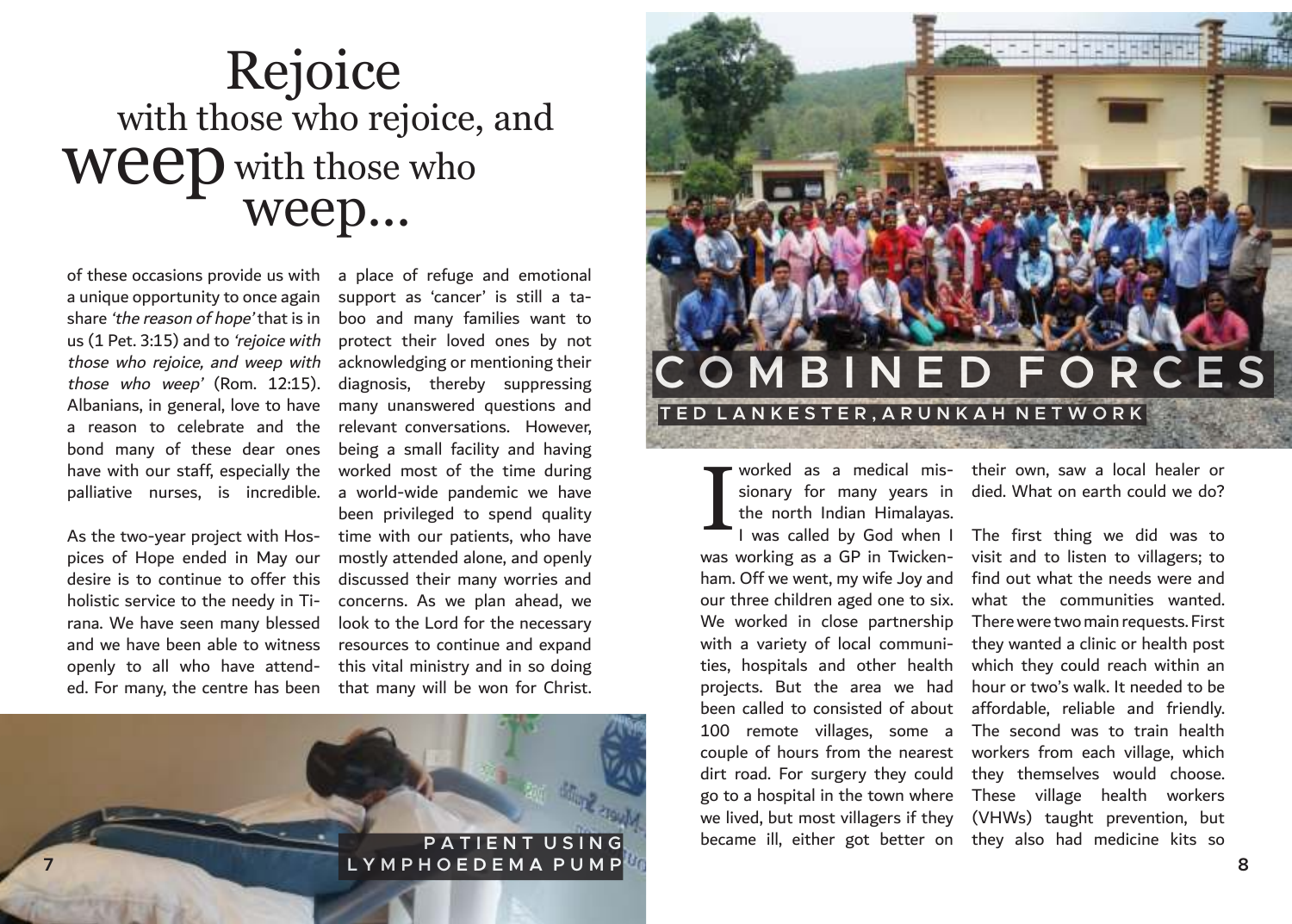# Rejoice with those who rejoice, and weep with those who weep...

of these occasions provide us with a unique opportunity to once again share *'the reason of hope'* that is in us (1 Pet. 3:15) and to *'rejoice with those who rejoice, and weep with those who weep'* (Rom. 12:15). Albanians, in general, love to have a reason to celebrate and the bond many of these dear ones have with our staff, especially the palliative nurses, is incredible.

As the two-year project with Hospices of Hope ended in May our desire is to continue to offer this holistic service to the needy in Tirana. We have seen many blessed and we have been able to witness openly to all who have attended. For many, the centre has been a place of refuge and emotional support as 'cancer' is still a taboo and many families want to protect their loved ones by not acknowledging or mentioning their diagnosis, thereby suppressing many unanswered questions and relevant conversations. However, being a small facility and having worked most of the time during a world-wide pandemic we have been privileged to spend quality time with our patients, who have mostly attended alone, and openly discussed their many worries and concerns. As we plan ahead, we look to the Lord for the necessary resources to continue and expand this vital ministry and in so doing that many will be won for Christ.

PATIENT USING LYMPHOEDEMA PUMP

# COMBINED FORCES

### TED LANKESTER, ARUNKAH NETWORK

I worked as a medical missionary for many years in the north Indian Himalayas. I was called by God when I was working as a GP in Twickenham. Off we went, my wife Joy and our three children aged one to six. We worked in close partnership with a variety of local communities, hospitals and other health projects. But the area we had been called to consisted of about 100 remote villages, some a couple of hours from the nearest dirt road. For surgery they could go to a hospital in the town where we lived, but most villagers if they became ill, either got better on their own, saw a local healer or died. What on earth could we do?

The first thing we did was to visit and to listen to villagers; to find out what the needs were and what the communities wanted. There were two main requests. First they wanted a clinic or health post which they could reach within an hour or two's walk. It needed to be affordable, reliable and friendly. The second was to train health workers from each village, which they themselves would choose. These village health workers (VHWs) taught prevention, but they also had medicine kits so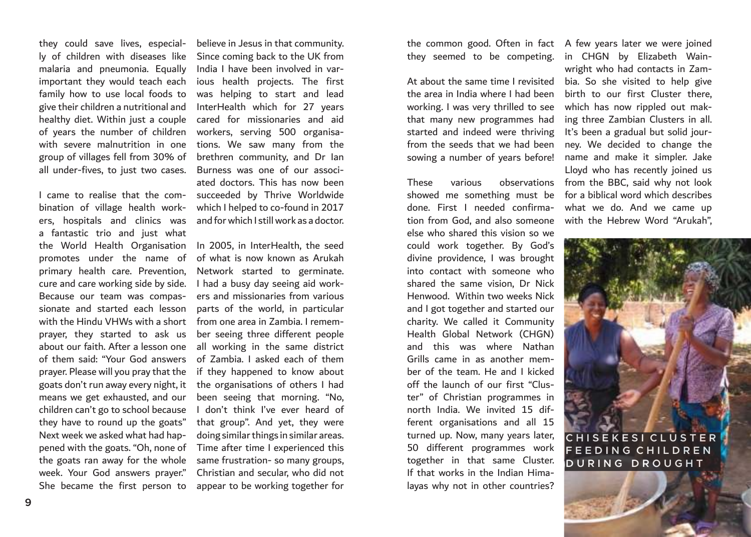they could save lives, especially of children with diseases like malaria and pneumonia. Equally important they would teach each family how to use local foods to give their children a nutritional and healthy diet. Within just a couple of years the number of children with severe malnutrition in one group of villages fell from 30% of all under-fives, to just two cases.

I came to realise that the combination of village health workers, hospitals and clinics was a fantastic trio and just what the World Health Organisation promotes under the name of primary health care. Prevention, cure and care working side by side. Because our team was compassionate and started each lesson with the Hindu VHWs with a short prayer, they started to ask us about our faith. After a lesson one of them said: "Your God answers prayer. Please will you pray that the goats don't run away every night, it means we get exhausted, and our children can't go to school because they have to round up the goats" Next week we asked what had happened with the goats. "Oh, none of the goats ran away for the whole week. Your God answers prayer." She became the first person to believe in Jesus in that community. Since coming back to the UK from India I have been involved in various health projects. The first was helping to start and lead InterHealth which for 27 years cared for missionaries and aid workers, serving 500 organisations. We saw many from the brethren community, and Dr Ian Burness was one of our associated doctors. This has now been succeeded by Thrive Worldwide which I helped to co-found in 2017 and for which I still work as a doctor.

In 2005, in InterHealth, the seed of what is now known as Arukah Network started to germinate. I had a busy day seeing aid workers and missionaries from various parts of the world, in particular from one area in Zambia. I remember seeing three different people all working in the same district of Zambia. I asked each of them if they happened to know about the organisations of others I had been seeing that morning. "No, I don't think I've ever heard of that group". And yet, they were doing similar things in similar areas. Time after time I experienced this same frustration- so many groups, Christian and secular, who did not appear to be working together for the common good. Often in fact they seemed to be competing.

At about the same time I revisited the area in India where I had been working. I was very thrilled to see that many new programmes had started and indeed were thriving from the seeds that we had been sowing a number of years before!

These various observations showed me something must be done. First I needed confirmation from God, and also someone else who shared this vision so we could work together. By God's divine providence, I was brought into contact with someone who shared the same vision, Dr Nick Henwood. Within two weeks Nick and I got together and started our charity. We called it Community Health Global Network (CHGN) and this was where Nathan Grills came in as another member of the team. He and I kicked off the launch of our first "Cluster" of Christian programmes in north India. We invited 15 different organisations and all 15 turned up. Now, many years later, 50 different programmes work together in that same Cluster. If that works in the Indian Himalayas why not in other countries?

A few years later we were joined in CHGN by Elizabeth Wainwright who had contacts in Zambia. So she visited to help give birth to our first Cluster there, which has now rippled out making three Zambian Clusters in all. It's been a gradual but solid journey. We decided to change the name and make it simpler. Jake Lloyd who has recently joined us from the BBC, said why not look for a biblical word which describes what we do. And we came up with the Hebrew Word "Arukah",

CHISEKESI CLUSTER FEEDING CHILDREN DURING DROUGHT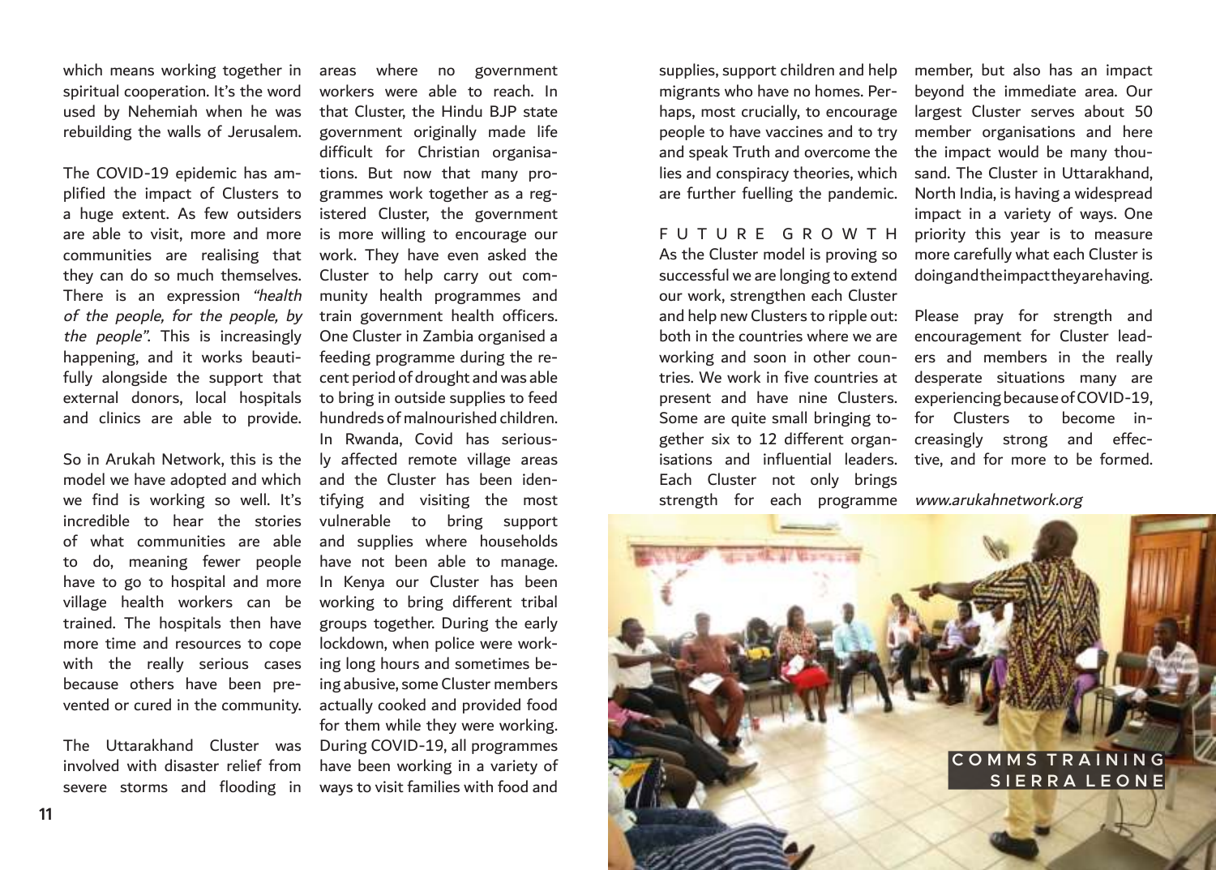which means working together in spiritual cooperation. It's the word used by Nehemiah when he was rebuilding the walls of Jerusalem.

The COVID-19 epidemic has amplified the impact of Clusters to a huge extent. As few outsiders are able to visit, more and more communities are realising that they can do so much themselves. There is an expression *"health of the people, for the people, by the people"*. This is increasingly happening, and it works beautifully alongside the support that external donors, local hospitals and clinics are able to provide.

So in Arukah Network, this is the model we have adopted and which we find is working so well. It's incredible to hear the stories of what communities are able to do, meaning fewer people have to go to hospital and more village health workers can be trained. The hospitals then have more time and resources to cope with the really serious cases because others have been prevented or cured in the community.

The Uttarakhand Cluster was involved with disaster relief from severe storms and flooding in areas where no government workers were able to reach. In that Cluster, the Hindu BJP state government originally made life difficult for Christian organisations. But now that many programmes work together as a registered Cluster, the government is more willing to encourage our work. They have even asked the Cluster to help carry out community health programmes and train government health officers. One Cluster in Zambia organised a feeding programme during the recent period of drought and was able to bring in outside supplies to feed hundreds of malnourished children. In Rwanda, Covid has seriously affected remote village areas and the Cluster has been identifying and visiting the most vulnerable to bring support and supplies where households have not been able to manage. In Kenya our Cluster has been working to bring different tribal groups together. During the early lockdown, when police were working long hours and sometimes being abusive, some Cluster members actually cooked and provided food for them while they were working. During COVID-19, all programmes have been working in a variety of ways to visit families with food and supplies, support children and help migrants who have no homes. Perhaps, most crucially, to encourage people to have vaccines and to try and speak Truth and overcome the lies and conspiracy theories, which are further fuelling the pandemic.

## FUTURE GROWTH

As the Cluster model is proving so successful we are longing to extend our work, strengthen each Cluster and help new Clusters to ripple out: both in the countries where we are working and soon in other countries. We work in five countries at present and have nine Clusters. Some are quite small bringing together six to 12 different organisations and influential leaders. Each Cluster not only brings strength for each programme member, but also has an impact beyond the immediate area. Our largest Cluster serves about 50 member organisations and here the impact would be many thousand. The Cluster in Uttarakhand, North India, is having a widespread impact in a variety of ways. One priority this year is to measure more carefully what each Cluster is doing and the impact they are having.

Please pray for strength and encouragement for Cluster leaders and members in the really desperate situations many are experiencing because of COVID-19, for Clusters to become increasingly strong and effective, and for more to be formed.

*www.arukahnetwork.org*

COMMS TRAINING SIERRA LEONE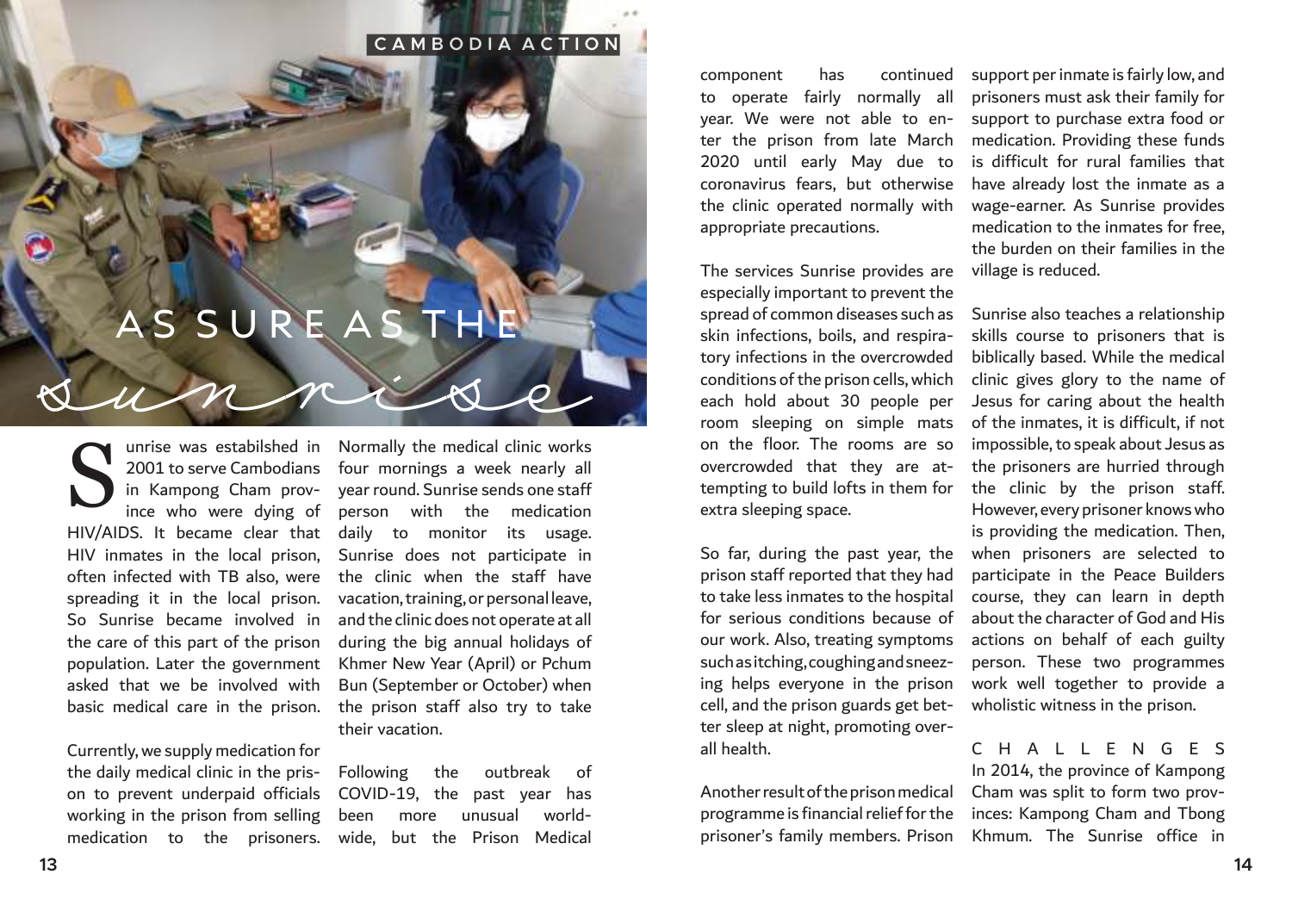CAMBODIA ACTION

# AS SURE AS THE *sunrise*

Sunrise was estabilshed in 2001 to serve Cambodians in Kampong Cham province who were dying of HIV/AIDS. It became clear that HIV inmates in the local prison, often infected with TB also, were spreading it in the local prison. So Sunrise became involved in the care of this part of the prison population. Later the government asked that we be involved with basic medical care in the prison.

Currently, we supply medication for the daily medical clinic in the prison to prevent underpaid officials working in the prison from selling medication to the prisoners. Normally the medical clinic works four mornings a week nearly all year round. Sunrise sends one staff person with the medication daily to monitor its usage. Sunrise does not participate in the clinic when the staff have vacation, training, or personal leave, and the clinic does not operate at all during the big annual holidays of Khmer New Year (April) or Pchum Bun (September or October) when the prison staff also try to take their vacation.

Following the outbreak of COVID-19, the past year has been more unusual worldwide, but the Prison Medical component has continued to operate fairly normally all year. We were not able to enter the prison from late March 2020 until early May due to coronavirus fears, but otherwise the clinic operated normally with appropriate precautions.

The services Sunrise provides are especially important to prevent the spread of common diseases such as skin infections, boils, and respiratory infections in the overcrowded conditions of the prison cells, which each hold about 30 people per room sleeping on simple mats on the floor. The rooms are so overcrowded that they are attempting to build lofts in them for extra sleeping space.

So far, during the past year, the prison staff reported that they had to take less inmates to the hospital for serious conditions because of our work. Also, treating symptoms such as itching, coughing and sneezing helps everyone in the prison cell, and the prison guards get better sleep at night, promoting overall health.

Another result of the prison medical programme is financial relief for the prisoner's family members. Prison support per inmate is fairly low, and prisoners must ask their family for support to purchase extra food or medication. Providing these funds is difficult for rural families that have already lost the inmate as a wage-earner. As Sunrise provides medication to the inmates for free, the burden on their families in the village is reduced.

Sunrise also teaches a relationship skills course to prisoners that is biblically based. While the medical clinic gives glory to the name of Jesus for caring about the health of the inmates, it is difficult, if not impossible, to speak about Jesus as the prisoners are hurried through the clinic by the prison staff. However, every prisoner knows who is providing the medication. Then, when prisoners are selected to participate in the Peace Builders course, they can learn in depth about the character of God and His actions on behalf of each guilty person. These two programmes work well together to provide a wholistic witness in the prison.

## CHALLENGES

In 2014, the province of Kampong Cham was split to form two provinces: Kampong Cham and Tbong Khmum. The Sunrise office in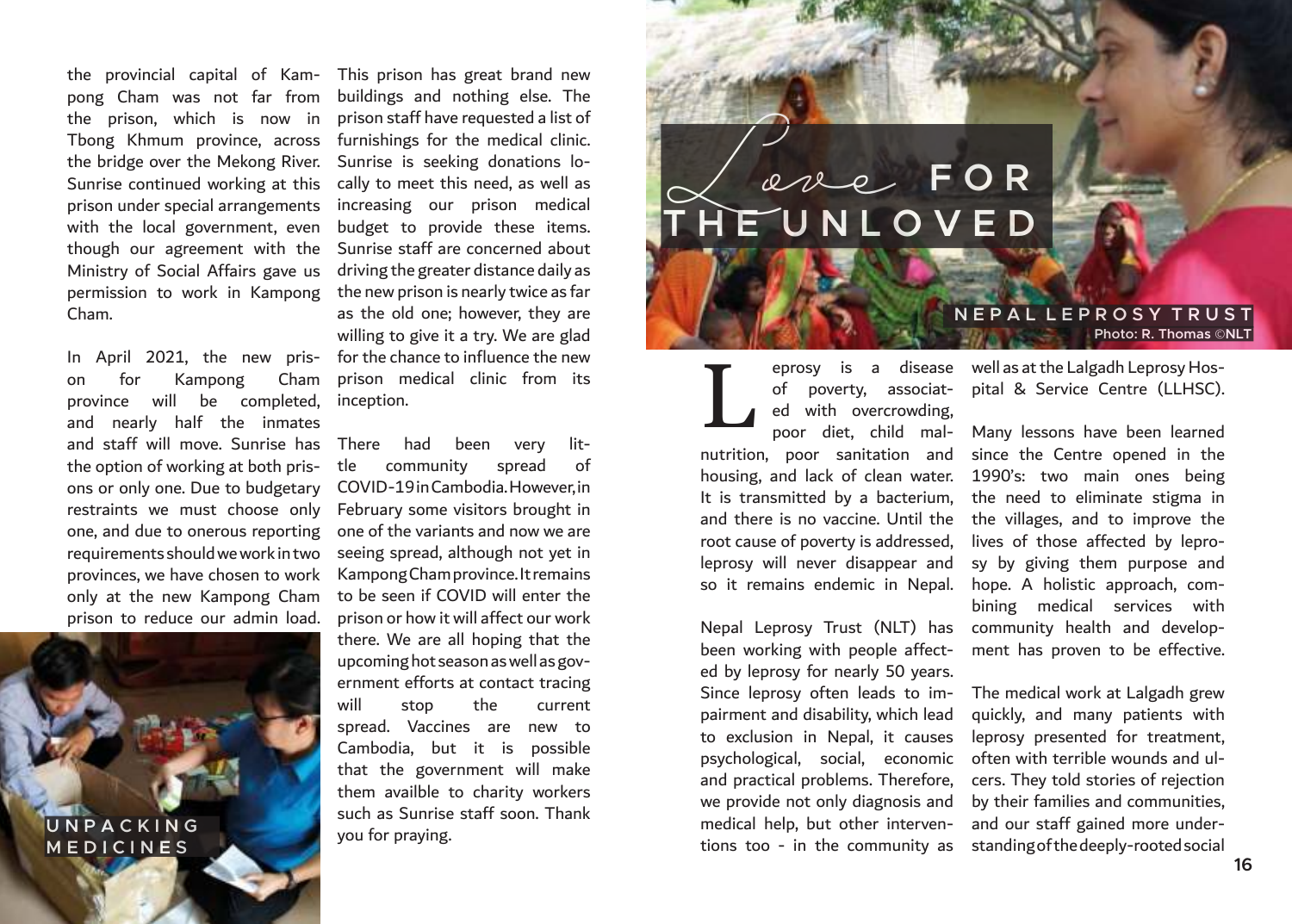the provincial capital of Kampong Cham was not far from the prison, which is now in Tbong Khmum province, across the bridge over the Mekong River. Sunrise continued working at this prison under special arrangements with the local government, even though our agreement with the Ministry of Social Affairs gave us permission to work in Kampong Cham.

In April 2021, the new prison for Kampong Cham province will be completed, and nearly half the inmates and staff will move. Sunrise has the option of working at both prisons or only one. Due to budgetary restraints we must choose only one, and due to onerous reporting requirements should we work in two provinces, we have chosen to work only at the new Kampong Cham prison to reduce our admin load.

UNPACKING MEDICINES

This prison has great brand new buildings and nothing else. The prison staff have requested a list of furnishings for the medical clinic. Sunrise is seeking donations locally to meet this need, as well as increasing our prison medical budget to provide these items. Sunrise staff are concerned about driving the greater distance daily as the new prison is nearly twice as far as the old one; however, they are willing to give it a try. We are glad for the chance to influence the new prison medical clinic from its inception.

There had been very little community spread of COVID-19 in Cambodia. However, in February some visitors brought in one of the variants and now we are seeing spread, although not yet in Kampong Cham province. It remains to be seen if COVID will enter the prison or how it will affect our work there. We are all hoping that the upcoming hot season as well as government efforts at contact tracing will stop the current spread. Vaccines are new to Cambodia, but it is possible that the government will make them availble to charity workers such as Sunrise staff soon. Thank you for praying.

# *Love* FOR THE UNLOVED

## NEPAL LEPROSY TRUST

Photo: R. Thomas ©NLT

Leprosy is a disease of poverty, associated with overcrowding, poor diet, child malnutrition, poor sanitation and housing, and lack of clean water. It is transmitted by a bacterium, and there is no vaccine. Until the root cause of poverty is addressed, leprosy will never disappear and so it remains endemic in Nepal.

Nepal Leprosy Trust (NLT) has been working with people affected by leprosy for nearly 50 years. Since leprosy often leads to impairment and disability, which lead to exclusion in Nepal, it causes psychological, social, economic and practical problems. Therefore, we provide not only diagnosis and medical help, but other interventions too - in the community as well as at the Lalgadh Leprosy Hospital & Service Centre (LLHSC).

Many lessons have been learned since the Centre opened in the 1990's: two main ones being the need to eliminate stigma in the villages, and to improve the lives of those affected by leprosy by giving them purpose and hope. A holistic approach, combining medical services with community health and development has proven to be effective.

The medical work at Lalgadh grew quickly, and many patients with leprosy presented for treatment, often with terrible wounds and ulcers. They told stories of rejection by their families and communities, and our staff gained more understanding of the deeply-rooted social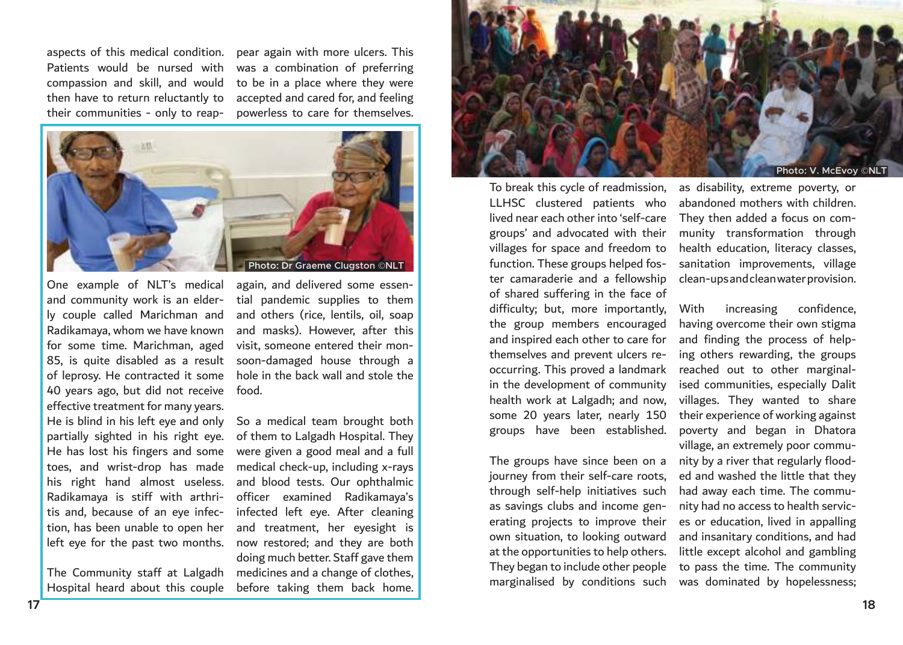aspects of this medical condition. Patients would be nursed with compassion and skill, and would then have to return reluctantly to their communities - only to reappear again with more ulcers. This was a combination of preferring to be in a place where they were accepted and cared for, and feeling powerless to care for themselves.

Photo: Dr Graeme Clugston ©NLT

One example of NLT's medical and community work is an elderly couple called Marichman and Radikamaya, whom we have known for some time. Marichman, aged 85, is quite disabled as a result of leprosy. He contracted it some 40 years ago, but did not receive effective treatment for many years. He is blind in his left eye and only partially sighted in his right eye. He has lost his fingers and some toes, and wrist-drop has made his right hand almost useless. Radikamaya is stiff with arthritis and, because of an eye infection, has been unable to open her left eye for the past two months.

The Community staff at Lalgadh Hospital heard about this couple again, and delivered some essential pandemic supplies to them and others (rice, lentils, oil, soap and masks). However, after this visit, someone entered their monsoon-damaged house through a hole in the back wall and stole the food.

So a medical team brought both of them to Lalgadh Hospital. They were given a good meal and a full medical check-up, including x-rays and blood tests. Our ophthalmic officer examined Radikamaya's infected left eye. After cleaning and treatment, her eyesight is now restored; and they are both doing much better. Staff gave them medicines and a change of clothes, before taking them back home.

Photo: V. McEvoy ©NLT

To break this cycle of readmission, LLHSC clustered patients who lived near each other into 'self-care groups' and advocated with their villages for space and freedom to function. These groups helped foster camaraderie and a fellowship of shared suffering in the face of difficulty; but, more importantly, the group members encouraged and inspired each other to care for themselves and prevent ulcers reoccurring. This proved a landmark in the development of community health work at Lalgadh; and now, some 20 years later, nearly 150 groups have been established.

The groups have since been on a journey from their self-care roots, through self-help initiatives such as savings clubs and income generating projects to improve their own situation, to looking outward at the opportunities to help others. They began to include other people marginalised by conditions such as disability, extreme poverty, or abandoned mothers with children. They then added a focus on community transformation through health education, literacy classes, sanitation improvements, village clean-ups and clean water provision.

With increasing confidence, having overcome their own stigma and finding the process of helping others rewarding, the groups reached out to other marginalised communities, especially Dalit villages. They wanted to share their experience of working against poverty and began in Dhatora village, an extremely poor community by a river that regularly flooded and washed the little that they had away each time. The community had no access to health services or education, lived in appalling and insanitary conditions, and had little except alcohol and gambling to pass the time. The community was dominated by hopelessness;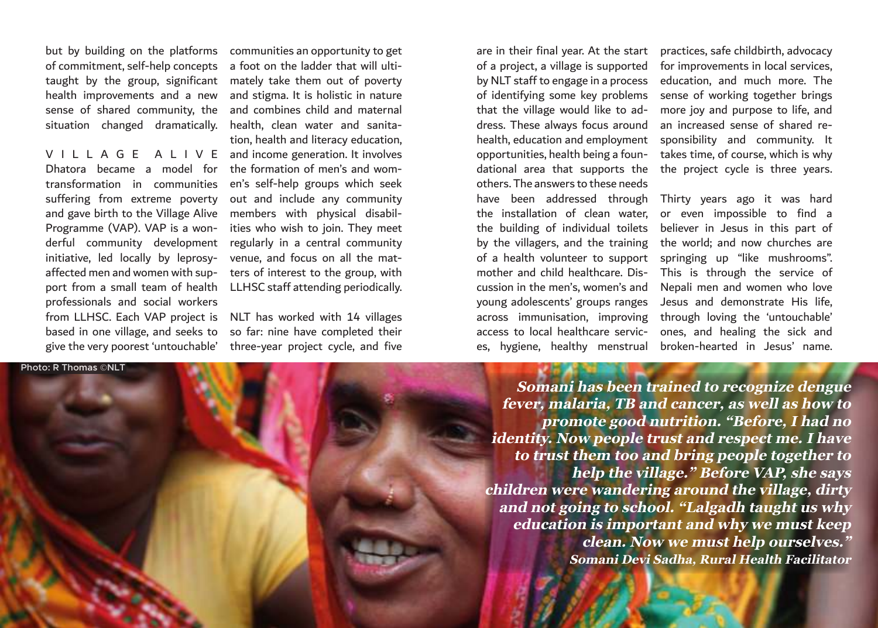but by building on the platforms of commitment, self-help concepts taught by the group, significant health improvements and a new sense of shared community, the situation changed dramatically.

## VILLAGE ALIVE

Dhatora became a model for transformation in communities suffering from extreme poverty and gave birth to the Village Alive Programme (VAP). VAP is a wonderful community development initiative, led locally by leprosy-affected men and women with support from a small team of health professionals and social workers from LLHSC. Each VAP project is based in one village, and seeks to give the very poorest 'untouchable' communities an opportunity to get a foot on the ladder that will ultimately take them out of poverty and stigma. It is holistic in nature and combines child and maternal health, clean water and sanitation, health and literacy education, and income generation. It involves the formation of men's and women's self-help groups which seek out and include any community members with physical disabilities who wish to join. They meet regularly in a central community venue, and focus on all the matters of interest to the group, with LLHSC staff attending periodically.

NLT has worked with 14 villages so far: nine have completed their three-year project cycle, and five are in their final year. At the start of a project, a village is supported by NLT staff to engage in a process of identifying some key problems that the village would like to address. These always focus around health, education and employment opportunities, health being a foundational area that supports the others. The answers to these needs have been addressed through the installation of clean water, the building of individual toilets by the villagers, and the training of a health volunteer to support mother and child healthcare. Discussion in the men's, women's and young adolescents' groups ranges across immunisation, improving access to local healthcare services, hygiene, healthy menstrual practices, safe childbirth, advocacy for improvements in local services, education, and much more. The sense of working together brings more joy and purpose to life, and an increased sense of shared responsibility and community. It takes time, of course, which is why the project cycle is three years.

Thirty years ago it was hard or even impossible to find a believer in Jesus in this part of the world; and now churches are springing up "like mushrooms". This is through the service of Nepali men and women who love Jesus and demonstrate His life, through loving the 'untouchable' ones, and healing the sick and broken-hearted in Jesus' name.

Photo: R Thomas ©NLT

***Somani has been trained to recognize dengue fever, malaria, TB and cancer, as well as how to promote good nutrition. "Before, I had no identity. Now people trust and respect me. I have to trust them too and bring people together to help the village." Before VAP, she says children were wandering around the village, dirty and not going to school. "Lalgadh taught us why education is important and why we must keep clean. Now we must help ourselves."***

***Somani Devi Sadha, Rural Health Facilitator***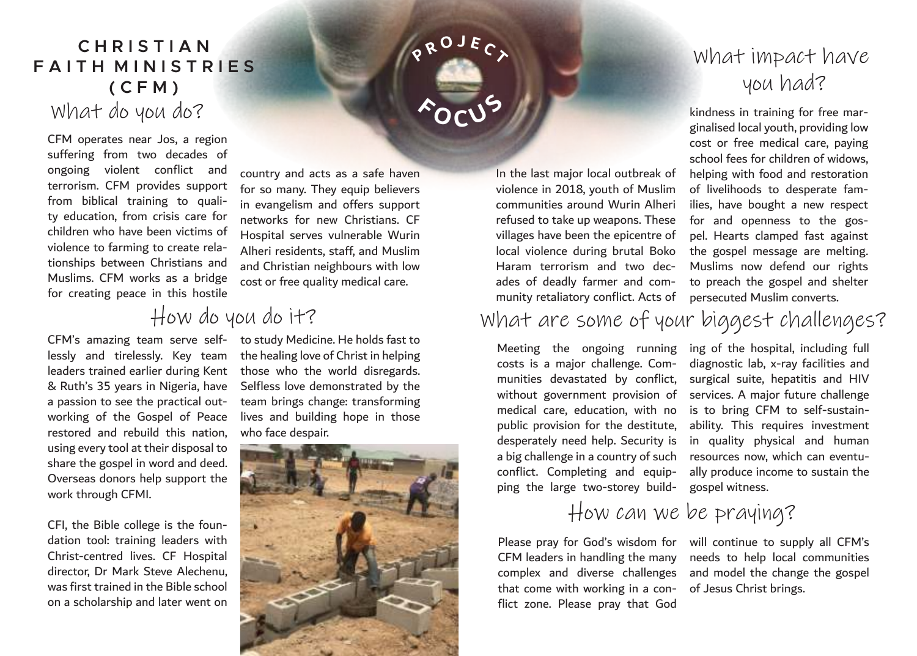# CHRISTIAN FAITH MINISTRIES (CFM)

PROJECT FOCUS

## What do you do?

CFM operates near Jos, a region suffering from two decades of ongoing violent conflict and terrorism. CFM provides support from biblical training to quality education, from crisis care for children who have been victims of violence to farming to create relationships between Christians and Muslims. CFM works as a bridge for creating peace in this hostile country and acts as a safe haven for so many. They equip believers in evangelism and offers support networks for new Christians. CF Hospital serves vulnerable Wurin Alheri residents, staff, and Muslim and Christian neighbours with low cost or free quality medical care.

## How do you do it?

CFM's amazing team serve selflessly and tirelessly. Key team leaders trained earlier during Kent & Ruth's 35 years in Nigeria, have a passion to see the practical outworking of the Gospel of Peace restored and rebuild this nation, using every tool at their disposal to share the gospel in word and deed. Overseas donors help support the work through CFMI.

CFI, the Bible college is the foundation tool: training leaders with Christ-centred lives. CF Hospital director, Dr Mark Steve Alechenu, was first trained in the Bible school on a scholarship and later went on to study Medicine. He holds fast to the healing love of Christ in helping those who the world disregards. Selfless love demonstrated by the team brings change: transforming lives and building hope in those who face despair.

## What impact have you had?

In the last major local outbreak of violence in 2018, youth of Muslim communities around Wurin Alheri refused to take up weapons. These villages have been the epicentre of local violence during brutal Boko Haram terrorism and two decades of deadly farmer and community retaliatory conflict. Acts of kindness in training for free marginalised local youth, providing low cost or free medical care, paying school fees for children of widows, helping with food and restoration of livelihoods to desperate families, have bought a new respect for and openness to the gospel. Hearts clamped fast against the gospel message are melting. Muslims now defend our rights to preach the gospel and shelter persecuted Muslim converts.

## What are some of your biggest challenges?

Meeting the ongoing running costs is a major challenge. Communities devastated by conflict, without government provision of medical care, education, with no public provision for the destitute, desperately need help. Security is a big challenge in a country of such conflict. Completing and equipping the large two-storey building of the hospital, including full diagnostic lab, x-ray facilities and surgical suite, hepatitis and HIV services. A major future challenge is to bring CFM to self-sustainability. This requires investment in quality physical and human resources now, which can eventually produce income to sustain the gospel witness.

## How can we be praying?

Please pray for God's wisdom for CFM leaders in handling the many complex and diverse challenges that come with working in a conflict zone. Please pray that God will continue to supply all CFM's needs to help local communities and model the change the gospel of Jesus Christ brings.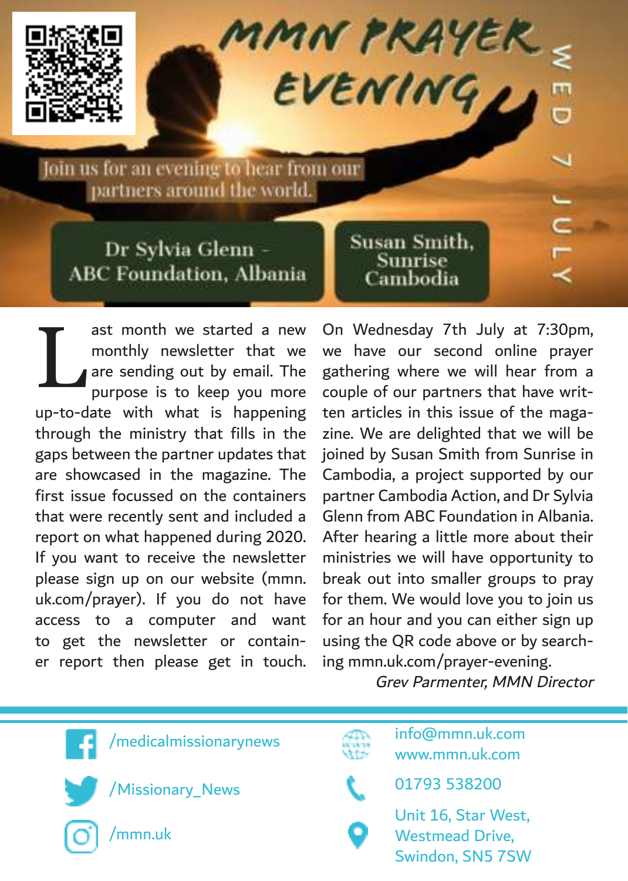# MMN PRAYER EVENING

WED 7 JULY

Join us for an evening to hear from our partners around the world.

Dr Sylvia Glenn - ABC Foundation, Albania

Susan Smith, Sunrise Cambodia

Last month we started a new monthly newsletter that we are sending out by email. The purpose is to keep you more up-to-date with what is happening through the ministry that fills in the gaps between the partner updates that are showcased in the magazine. The first issue focussed on the containers that were recently sent and included a report on what happened during 2020. If you want to receive the newsletter please sign up on our website (mmn.uk.com/prayer). If you do not have access to a computer and want to get the newsletter or container report then please get in touch.

On Wednesday 7th July at 7:30pm, we have our second online prayer gathering where we will hear from a couple of our partners that have written articles in this issue of the magazine. We are delighted that we will be joined by Susan Smith from Sunrise in Cambodia, a project supported by our partner Cambodia Action, and Dr Sylvia Glenn from ABC Foundation in Albania. After hearing a little more about their ministries we will have opportunity to break out into smaller groups to pray for them. We would love you to join us for an hour and you can either sign up using the QR code above or by searching mmn.uk.com/prayer-evening.

*Grev Parmenter, MMN Director*

/medicalmissionarynews

/Missionary_News

/mmn.uk

info@mmn.uk.com
www.mmn.uk.com

01793 538200

Unit 16, Star West,
Westmead Drive,
Swindon, SN5 7SW